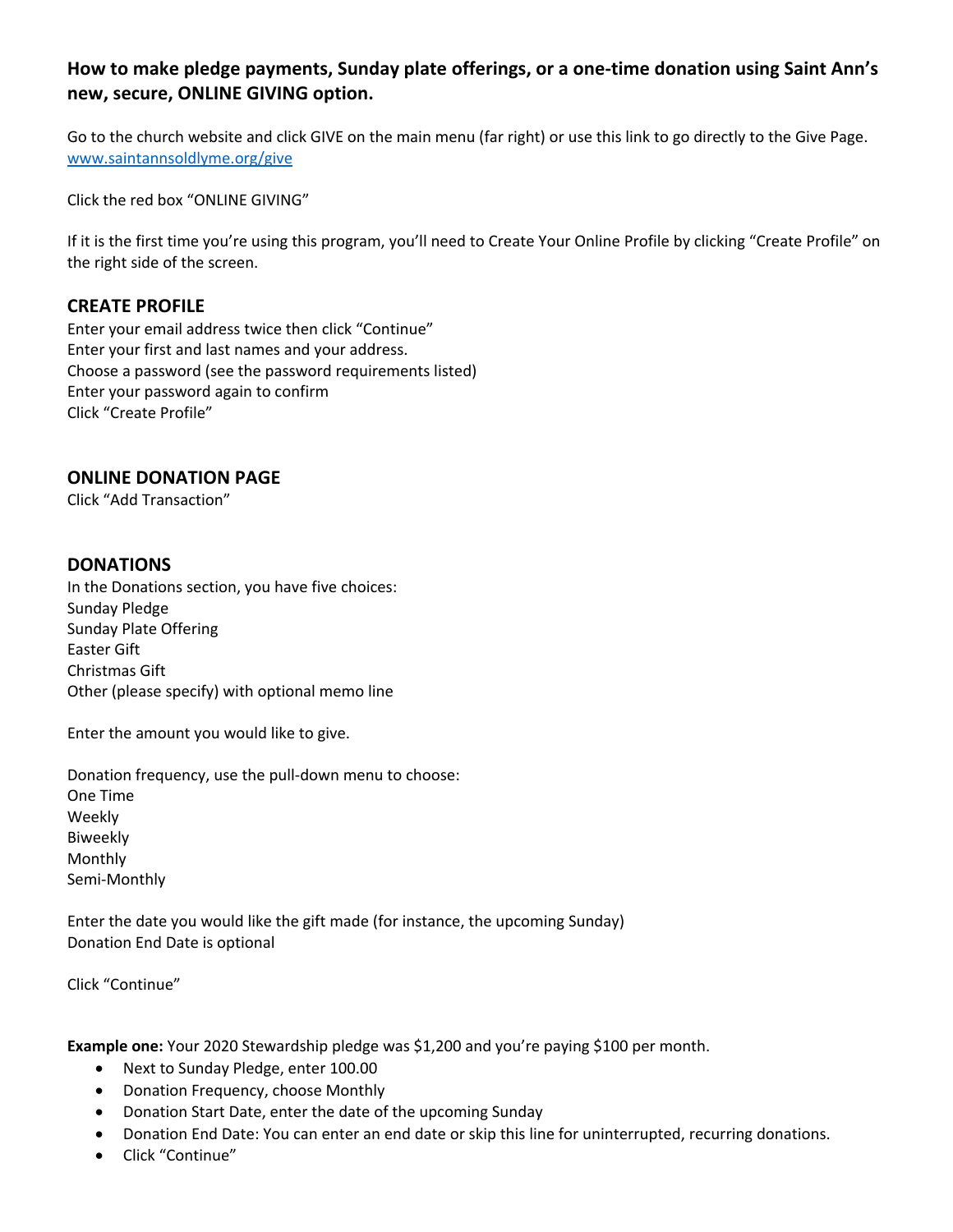### **How to make pledge payments, Sunday plate offerings, or a one-time donation using Saint Ann's new, secure, ONLINE GIVING option.**

Go to the church website and click GIVE on the main menu (far right) or use this link to go directly to the Give Page. www.saintannsoldlyme.org/give

Click the red box "ONLINE GIVING"

If it is the first time you're using this program, you'll need to Create Your Online Profile by clicking "Create Profile" on the right side of the screen.

### CREATE PROFILE

Enter your email address twice then click "Continue"
Enter your first and last names and your address.
Choose a password (see the password requirements listed)
Enter your password again to confirm
Click "Create Profile"

### ONLINE DONATION PAGE

Click "Add Transaction"

### DONATIONS

In the Donations section, you have five choices:
Sunday Pledge
Sunday Plate Offering
Easter Gift
Christmas Gift
Other (please specify) with optional memo line

Enter the amount you would like to give.

Donation frequency, use the pull-down menu to choose:
One Time
Weekly
Biweekly
Monthly
Semi-Monthly

Enter the date you would like the gift made (for instance, the upcoming Sunday)
Donation End Date is optional

Click "Continue"

**Example one:** Your 2020 Stewardship pledge was $1,200 and you're paying $100 per month.

- Next to Sunday Pledge, enter 100.00
- Donation Frequency, choose Monthly
- Donation Start Date, enter the date of the upcoming Sunday
- Donation End Date: You can enter an end date or skip this line for uninterrupted, recurring donations.
- Click "Continue"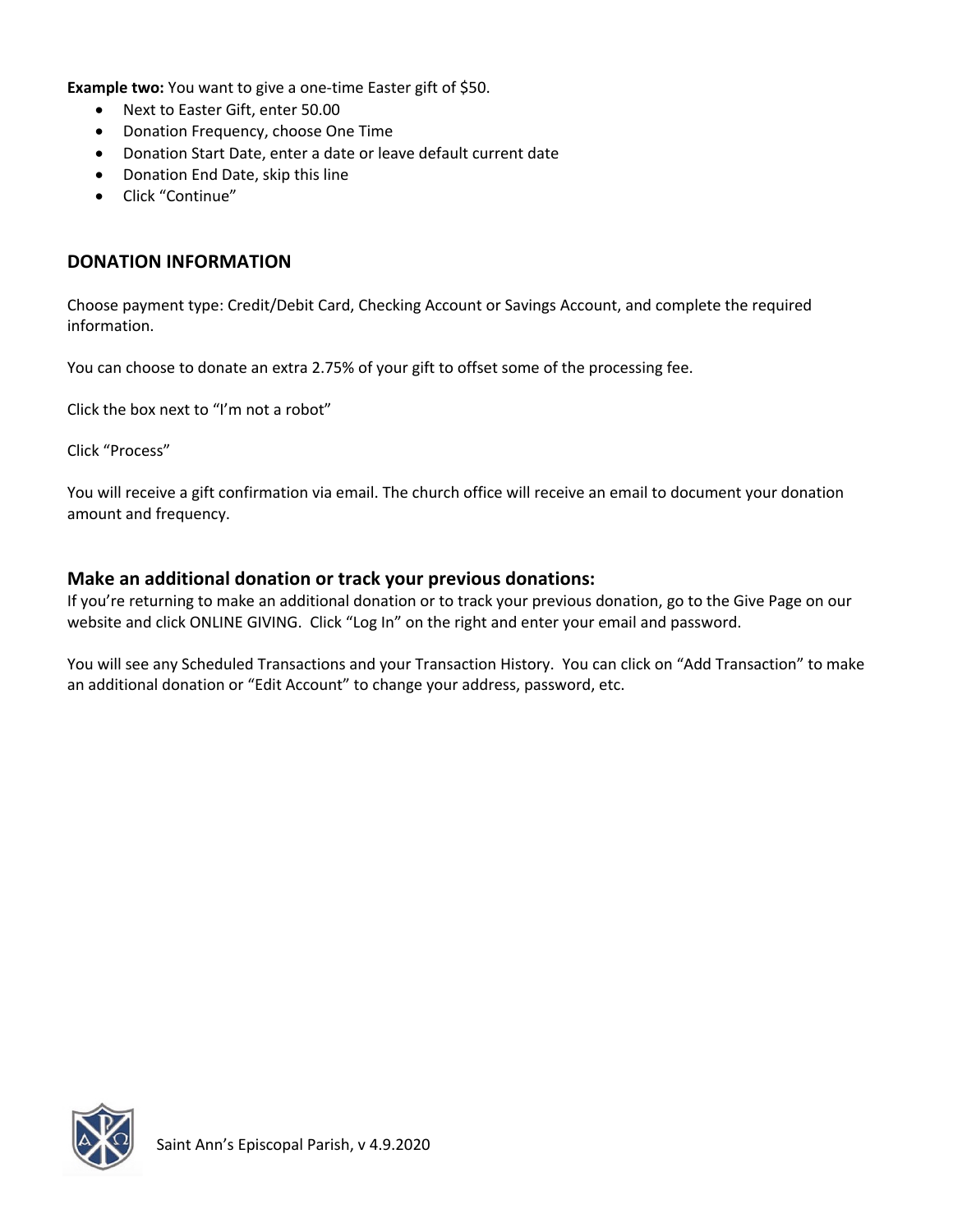**Example two:** You want to give a one-time Easter gift of $50.

- Next to Easter Gift, enter 50.00
- Donation Frequency, choose One Time
- Donation Start Date, enter a date or leave default current date
- Donation End Date, skip this line
- Click “Continue”

## DONATION INFORMATION

Choose payment type: Credit/Debit Card, Checking Account or Savings Account, and complete the required information.

You can choose to donate an extra 2.75% of your gift to offset some of the processing fee.

Click the box next to “I’m not a robot”

Click “Process”

You will receive a gift confirmation via email. The church office will receive an email to document your donation amount and frequency.

## Make an additional donation or track your previous donations:

If you’re returning to make an additional donation or to track your previous donation, go to the Give Page on our website and click ONLINE GIVING. Click “Log In” on the right and enter your email and password.

You will see any Scheduled Transactions and your Transaction History. You can click on “Add Transaction” to make an additional donation or “Edit Account” to change your address, password, etc.